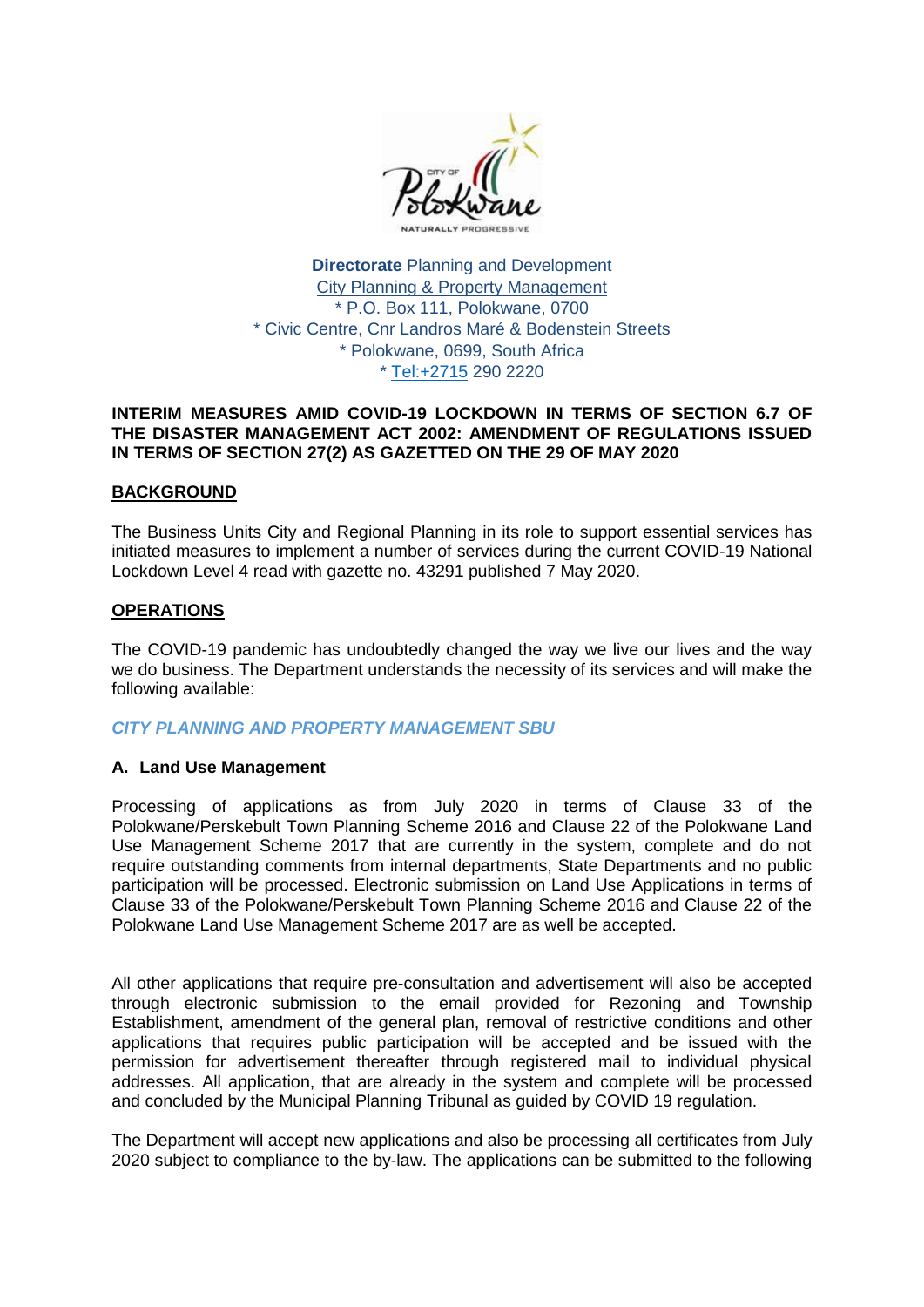**Directorate** Planning and Development
City Planning & Property Management
* P.O. Box 111, Polokwane, 0700
* Civic Centre, Cnr Landros Maré & Bodenstein Streets
* Polokwane, 0699, South Africa
* Tel:+2715 290 2220

**INTERIM MEASURES AMID COVID-19 LOCKDOWN IN TERMS OF SECTION 6.7 OF THE DISASTER MANAGEMENT ACT 2002: AMENDMENT OF REGULATIONS ISSUED IN TERMS OF SECTION 27(2) AS GAZETTED ON THE 29 OF MAY 2020**

## BACKGROUND

The Business Units City and Regional Planning in its role to support essential services has initiated measures to implement a number of services during the current COVID-19 National Lockdown Level 4 read with gazette no. 43291 published 7 May 2020.

## OPERATIONS

The COVID-19 pandemic has undoubtedly changed the way we live our lives and the way we do business. The Department understands the necessity of its services and will make the following available:

### *CITY PLANNING AND PROPERTY MANAGEMENT SBU*

#### A. Land Use Management

Processing of applications as from July 2020 in terms of Clause 33 of the Polokwane/Perskebult Town Planning Scheme 2016 and Clause 22 of the Polokwane Land Use Management Scheme 2017 that are currently in the system, complete and do not require outstanding comments from internal departments, State Departments and no public participation will be processed. Electronic submission on Land Use Applications in terms of Clause 33 of the Polokwane/Perskebult Town Planning Scheme 2016 and Clause 22 of the Polokwane Land Use Management Scheme 2017 are as well be accepted.

All other applications that require pre-consultation and advertisement will also be accepted through electronic submission to the email provided for Rezoning and Township Establishment, amendment of the general plan, removal of restrictive conditions and other applications that requires public participation will be accepted and be issued with the permission for advertisement thereafter through registered mail to individual physical addresses. All application, that are already in the system and complete will be processed and concluded by the Municipal Planning Tribunal as guided by COVID 19 regulation.

The Department will accept new applications and also be processing all certificates from July 2020 subject to compliance to the by-law. The applications can be submitted to the following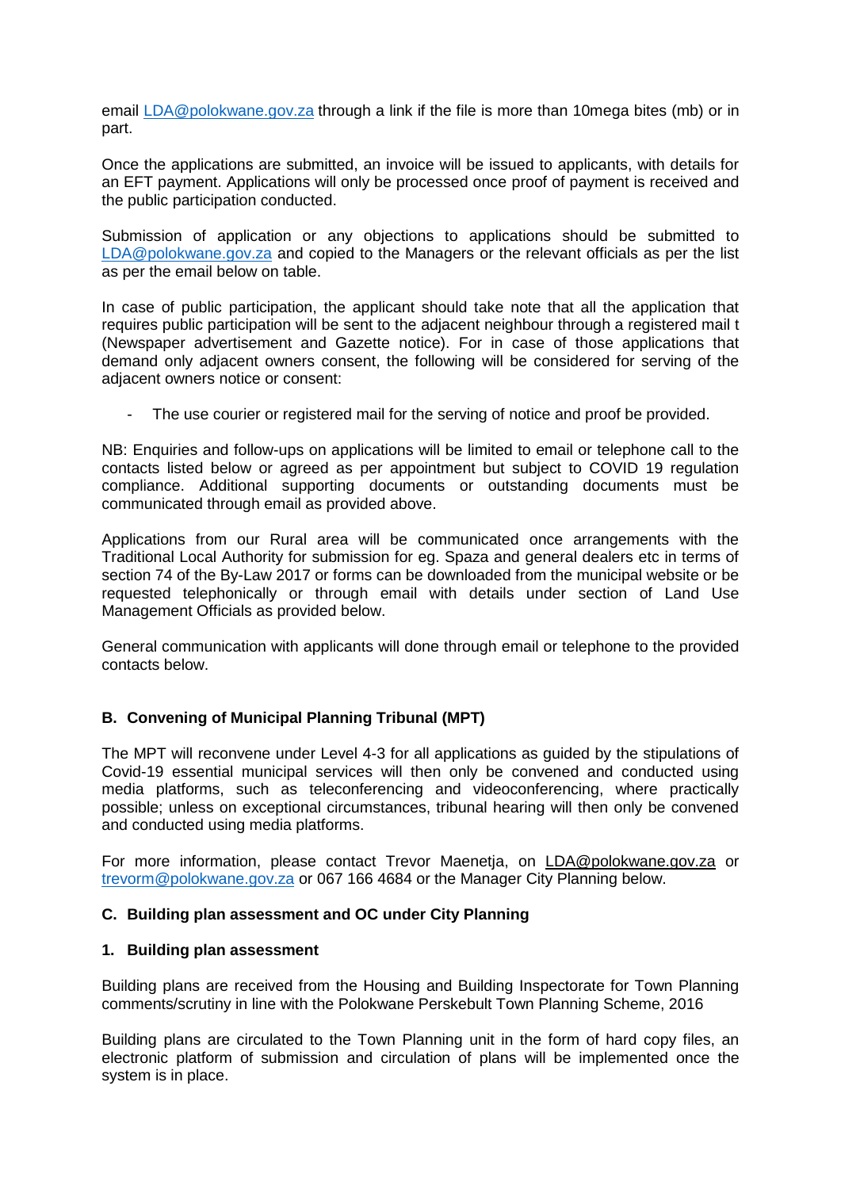email [LDA@polokwane.gov.za](mailto:LDA@polokwane.gov.za) through a link if the file is more than 10mega bites (mb) or in part.

Once the applications are submitted, an invoice will be issued to applicants, with details for an EFT payment. Applications will only be processed once proof of payment is received and the public participation conducted.

Submission of application or any objections to applications should be submitted to [LDA@polokwane.gov.za](mailto:LDA@polokwane.gov.za) and copied to the Managers or the relevant officials as per the list as per the email below on table.

In case of public participation, the applicant should take note that all the application that requires public participation will be sent to the adjacent neighbour through a registered mail t (Newspaper advertisement and Gazette notice). For in case of those applications that demand only adjacent owners consent, the following will be considered for serving of the adjacent owners notice or consent:

- The use courier or registered mail for the serving of notice and proof be provided.

NB: Enquiries and follow-ups on applications will be limited to email or telephone call to the contacts listed below or agreed as per appointment but subject to COVID 19 regulation compliance. Additional supporting documents or outstanding documents must be communicated through email as provided above.

Applications from our Rural area will be communicated once arrangements with the Traditional Local Authority for submission for eg. Spaza and general dealers etc in terms of section 74 of the By-Law 2017 or forms can be downloaded from the municipal website or be requested telephonically or through email with details under section of Land Use Management Officials as provided below.

General communication with applicants will done through email or telephone to the provided contacts below.

## B. Convening of Municipal Planning Tribunal (MPT)

The MPT will reconvene under Level 4-3 for all applications as guided by the stipulations of Covid-19 essential municipal services will then only be convened and conducted using media platforms, such as teleconferencing and videoconferencing, where practically possible; unless on exceptional circumstances, tribunal hearing will then only be convened and conducted using media platforms.

For more information, please contact Trevor Maenetja, on [LDA@polokwane.gov.za](mailto:LDA@polokwane.gov.za) or [trevorm@polokwane.gov.za](mailto:trevorm@polokwane.gov.za) or 067 166 4684 or the Manager City Planning below.

## C. Building plan assessment and OC under City Planning

### 1. Building plan assessment

Building plans are received from the Housing and Building Inspectorate for Town Planning comments/scrutiny in line with the Polokwane Perskebult Town Planning Scheme, 2016

Building plans are circulated to the Town Planning unit in the form of hard copy files, an electronic platform of submission and circulation of plans will be implemented once the system is in place.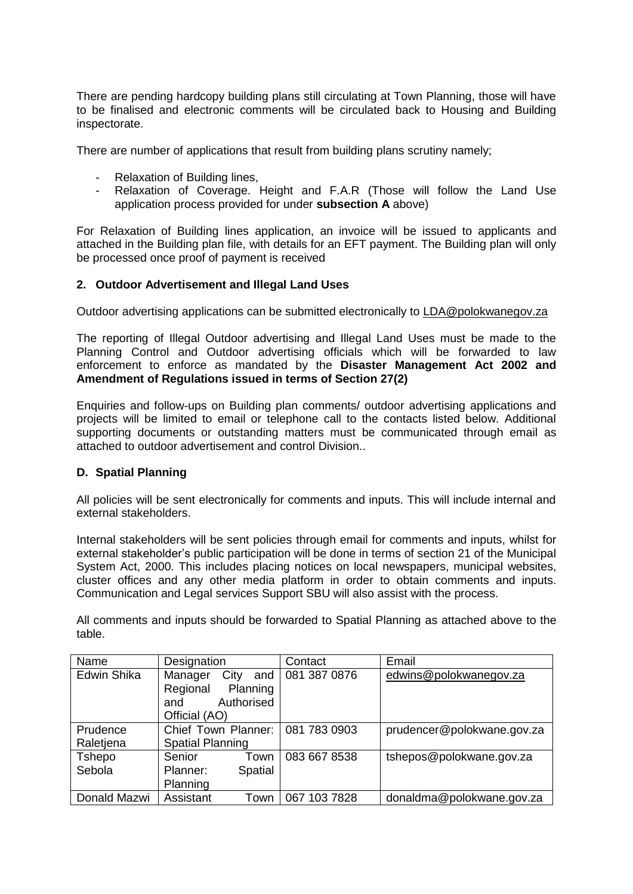There are pending hardcopy building plans still circulating at Town Planning, those will have to be finalised and electronic comments will be circulated back to Housing and Building inspectorate.

There are number of applications that result from building plans scrutiny namely;

- Relaxation of Building lines,
- Relaxation of Coverage. Height and F.A.R (Those will follow the Land Use application process provided for under **subsection A** above)

For Relaxation of Building lines application, an invoice will be issued to applicants and attached in the Building plan file, with details for an EFT payment. The Building plan will only be processed once proof of payment is received

### 2. Outdoor Advertisement and Illegal Land Uses

Outdoor advertising applications can be submitted electronically to LDA@polokwanegov.za

The reporting of Illegal Outdoor advertising and Illegal Land Uses must be made to the Planning Control and Outdoor advertising officials which will be forwarded to law enforcement to enforce as mandated by the **Disaster Management Act 2002 and Amendment of Regulations issued in terms of Section 27(2)**

Enquiries and follow-ups on Building plan comments/ outdoor advertising applications and projects will be limited to email or telephone call to the contacts listed below. Additional supporting documents or outstanding matters must be communicated through email as attached to outdoor advertisement and control Division..

### D. Spatial Planning

All policies will be sent electronically for comments and inputs. This will include internal and external stakeholders.

Internal stakeholders will be sent policies through email for comments and inputs, whilst for external stakeholder's public participation will be done in terms of section 21 of the Municipal System Act, 2000. This includes placing notices on local newspapers, municipal websites, cluster offices and any other media platform in order to obtain comments and inputs. Communication and Legal services Support SBU will also assist with the process.

All comments and inputs should be forwarded to Spatial Planning as attached above to the table.

| Name | Designation | Contact | Email |
|---|---|---|---|
| Edwin Shika | Manager City and Regional Planning and Authorised Official (AO) | 081 387 0876 | edwins@polokwanegov.za |
| Prudence Raletjena | Chief Town Planner: Spatial Planning | 081 783 0903 | prudencer@polokwane.gov.za |
| Tshepo Sebola | Senior Town Planner: Spatial Planning | 083 667 8538 | tshepos@polokwane.gov.za |
| Donald Mazwi | Assistant Town | 067 103 7828 | donaldma@polokwane.gov.za |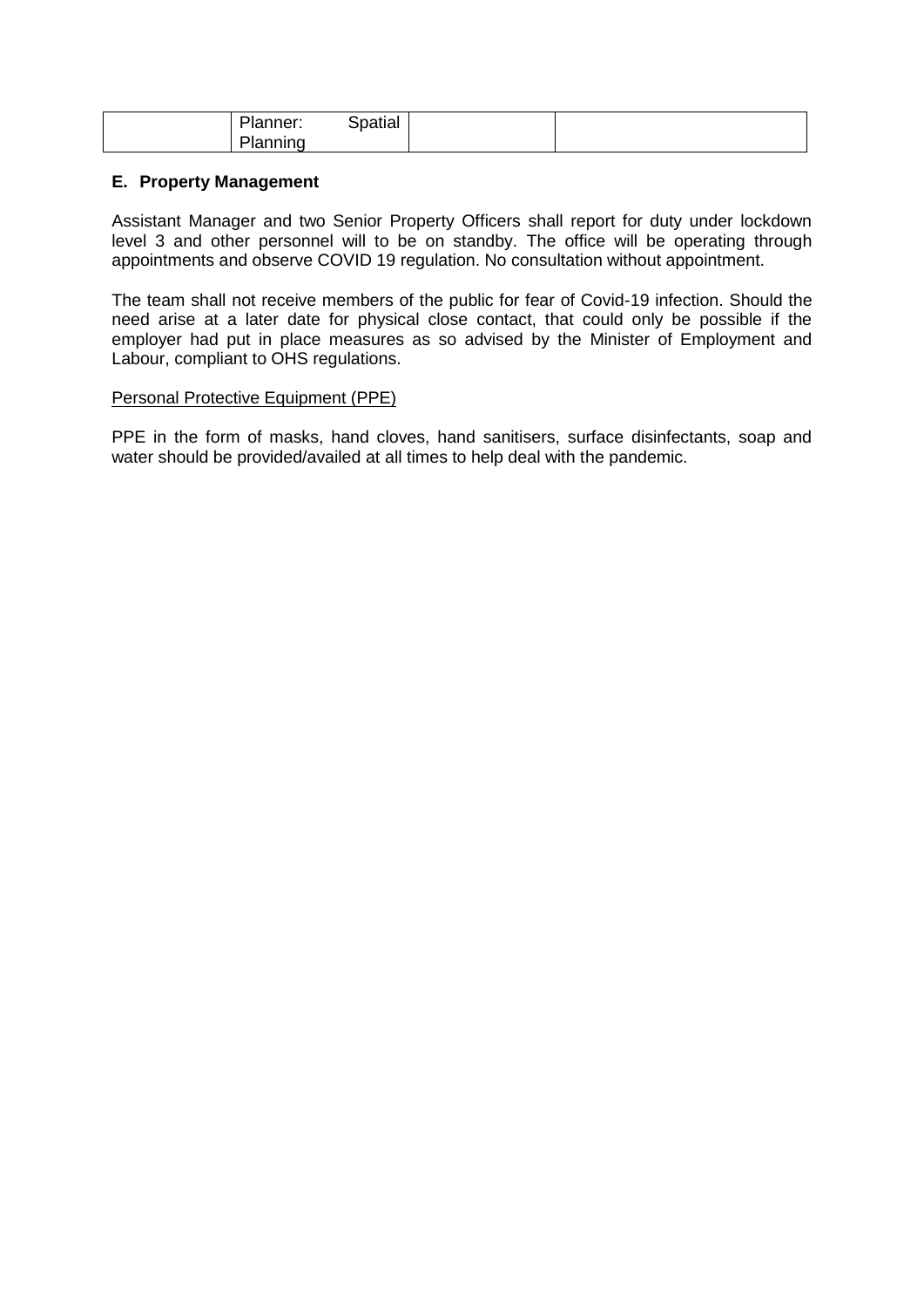|  | Planner: Spatial Planning |  |  |
| --- | --- | --- | --- |

## E. Property Management

Assistant Manager and two Senior Property Officers shall report for duty under lockdown level 3 and other personnel will to be on standby. The office will be operating through appointments and observe COVID 19 regulation. No consultation without appointment.

The team shall not receive members of the public for fear of Covid-19 infection. Should the need arise at a later date for physical close contact, that could only be possible if the employer had put in place measures as so advised by the Minister of Employment and Labour, compliant to OHS regulations.

Personal Protective Equipment (PPE)

PPE in the form of masks, hand cloves, hand sanitisers, surface disinfectants, soap and water should be provided/availed at all times to help deal with the pandemic.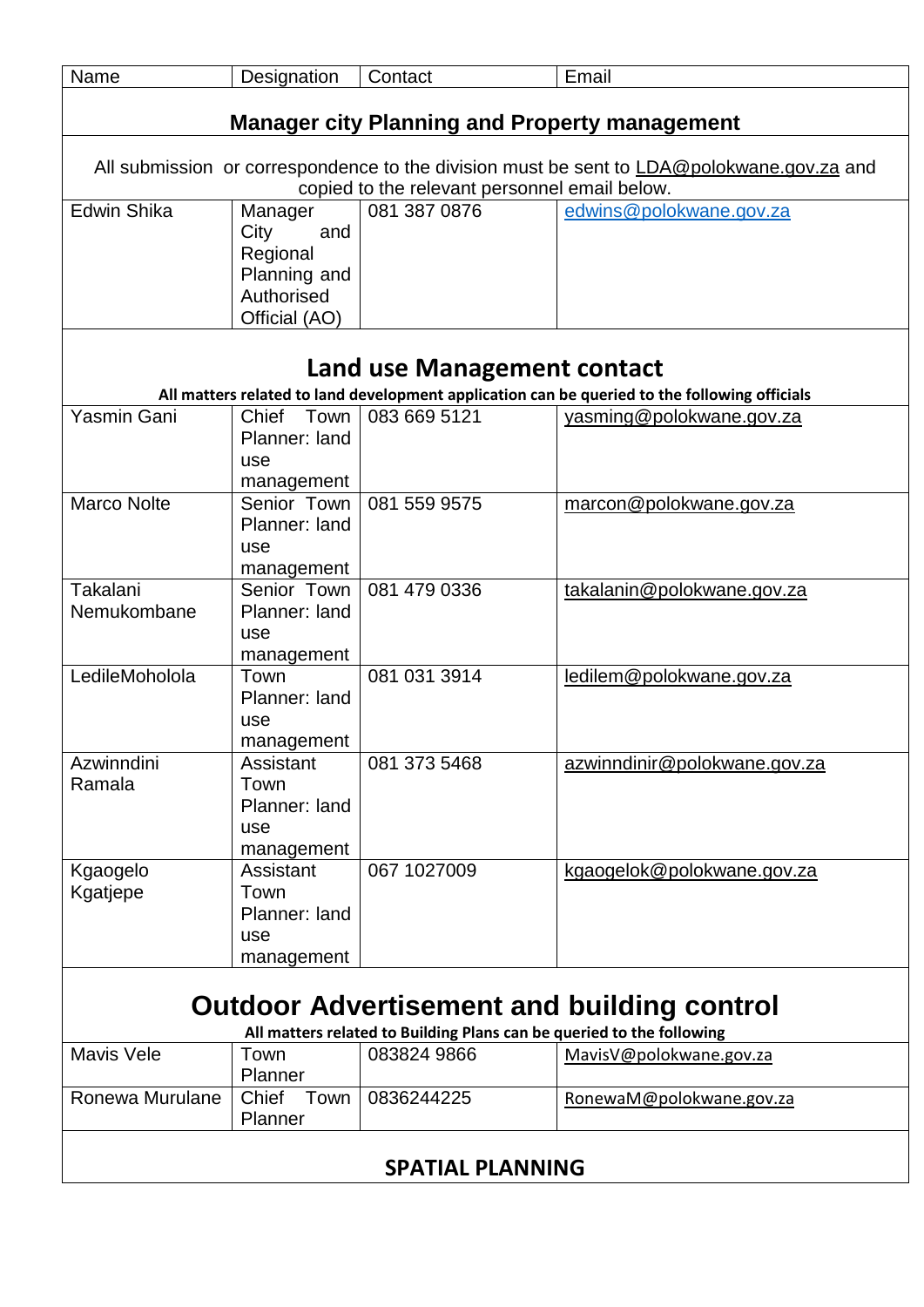| Name | Designation | Contact | Email |
| --- | --- | --- | --- |
| **Manager city Planning and Property management** | | | |
| All submission or correspondence to the division must be sent to LDA@polokwane.gov.za and copied to the relevant personnel email below. | | | |
| Edwin Shika | Manager City and Regional Planning and Authorised Official (AO) | 081 387 0876 | edwins@polokwane.gov.za |
| **Land use Management contact** All matters related to land development application can be queried to the following officials | | | |
| Yasmin Gani | Chief Town Planner: land use management | 083 669 5121 | yasming@polokwane.gov.za |
| Marco Nolte | Senior Town Planner: land use management | 081 559 9575 | marcon@polokwane.gov.za |
| Takalani Nemukombane | Senior Town Planner: land use management | 081 479 0336 | takalanin@polokwane.gov.za |
| LedileMoholola | Town Planner: land use management | 081 031 3914 | ledilem@polokwane.gov.za |
| Azwinndini Ramala | Assistant Town Planner: land use management | 081 373 5468 | azwinndinir@polokwane.gov.za |
| Kgaogelo Kgatjepe | Assistant Town Planner: land use management | 067 1027009 | kgaogelok@polokwane.gov.za |
| **Outdoor Advertisement and building control** All matters related to Building Plans can be queried to the following | | | |
| Mavis Vele | Town Planner | 083824 9866 | MavisV@polokwane.gov.za |
| Ronewa Murulane | Chief Town Planner | 0836244225 | RonewaM@polokwane.gov.za |
| **SPATIAL PLANNING** | | | |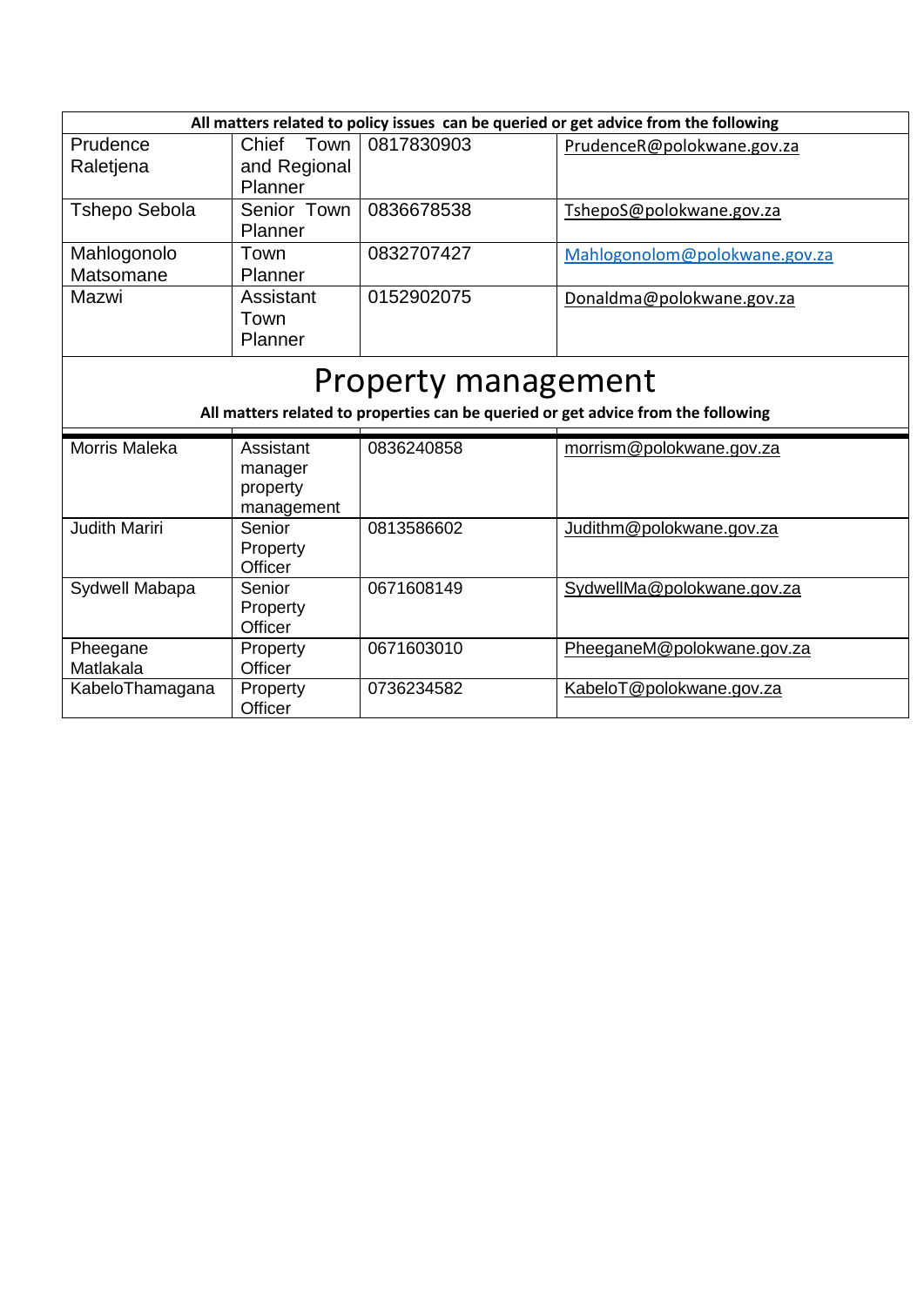| All matters related to policy issues can be queried or get advice from the following | | | |
|---|---|---|---|
| Prudence Raletjena | Chief Town and Regional Planner | 0817830903 | PrudenceR@polokwane.gov.za |
| Tshepo Sebola | Senior Town Planner | 0836678538 | TshepoS@polokwane.gov.za |
| Mahlogonolo Matsomane | Town Planner | 0832707427 | Mahlogonolom@polokwane.gov.za |
| Mazwi | Assistant Town Planner | 0152902075 | Donaldma@polokwane.gov.za |

# Property management

**All matters related to properties can be queried or get advice from the following**

| | | | |
|---|---|---|---|
| Morris Maleka | Assistant manager property management | 0836240858 | morrism@polokwane.gov.za |
| Judith Mariri | Senior Property Officer | 0813586602 | Judithm@polokwane.gov.za |
| Sydwell Mabapa | Senior Property Officer | 0671608149 | SydwellMa@polokwane.gov.za |
| Pheegane Matlakala | Property Officer | 0671603010 | PheeganeM@polokwane.gov.za |
| KabeloThamagana | Property Officer | 0736234582 | KabeloT@polokwane.gov.za |